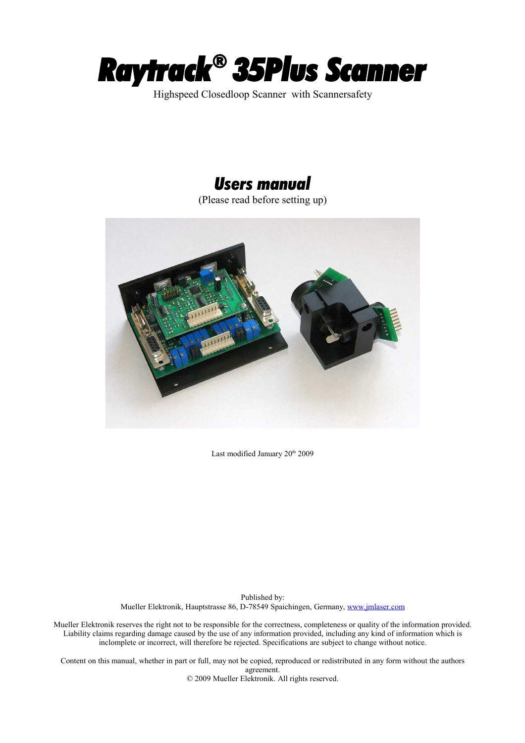# *Raytrack® 35Plus Scanner*

Highspeed Closedloop Scanner with Scannersafety

## *Users manual*

(Please read before setting up)

Last modified January 20th 2009

Published by:
Mueller Elektronik, Hauptstrasse 86, D-78549 Spaichingen, Germany, www.jmlaser.com

Mueller Elektronik reserves the right not to be responsible for the correctness, completeness or quality of the information provided. Liability claims regarding damage caused by the use of any information provided, including any kind of information which is inclomplete or incorrect, will therefore be rejected. Specifications are subject to change without notice.

Content on this manual, whether in part or full, may not be copied, reproduced or redistributed in any form without the authors agreement.
© 2009 Mueller Elektronik. All rights reserved.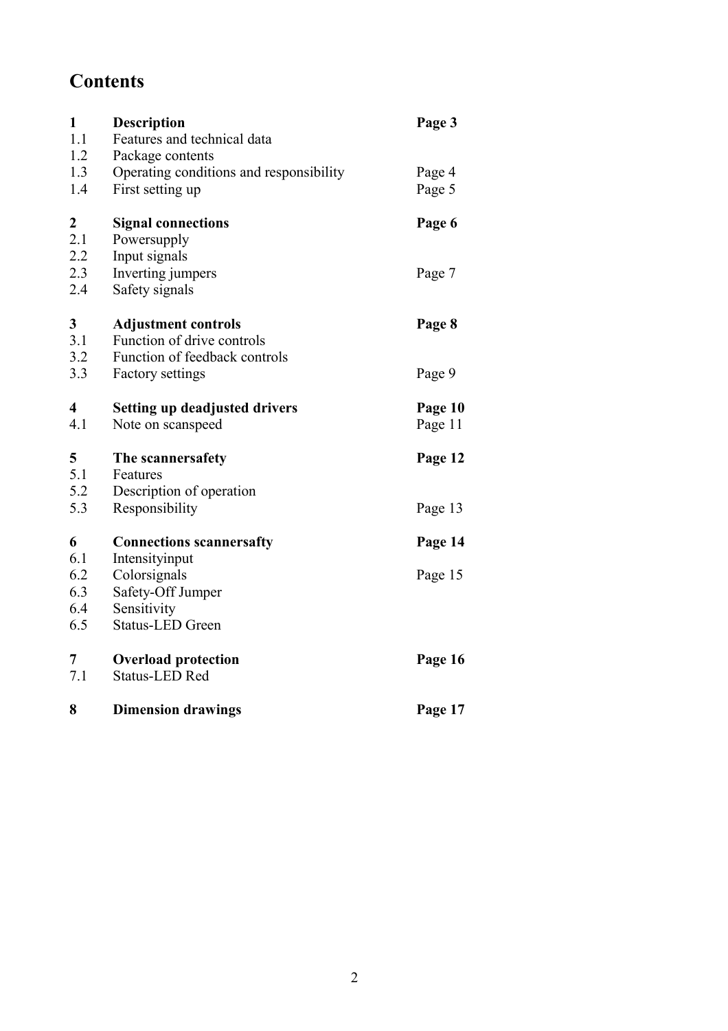# Contents

| | | |
|---|---|---|
| **1** | **Description** | **Page 3** |
| 1.1 | Features and technical data | |
| 1.2 | Package contents | |
| 1.3 | Operating conditions and responsibility | Page 4 |
| 1.4 | First setting up | Page 5 |
| **2** | **Signal connections** | **Page 6** |
| 2.1 | Powersupply | |
| 2.2 | Input signals | |
| 2.3 | Inverting jumpers | Page 7 |
| 2.4 | Safety signals | |
| **3** | **Adjustment controls** | **Page 8** |
| 3.1 | Function of drive controls | |
| 3.2 | Function of feedback controls | |
| 3.3 | Factory settings | Page 9 |
| **4** | **Setting up deadjusted drivers** | **Page 10** |
| 4.1 | Note on scanspeed | Page 11 |
| **5** | **The scannersafety** | **Page 12** |
| 5.1 | Features | |
| 5.2 | Description of operation | |
| 5.3 | Responsibility | Page 13 |
| **6** | **Connections scannersafty** | **Page 14** |
| 6.1 | Intensityinput | |
| 6.2 | Colorsignals | Page 15 |
| 6.3 | Safety-Off Jumper | |
| 6.4 | Sensitivity | |
| 6.5 | Status-LED Green | |
| **7** | **Overload protection** | **Page 16** |
| 7.1 | Status-LED Red | |
| **8** | **Dimension drawings** | **Page 17** |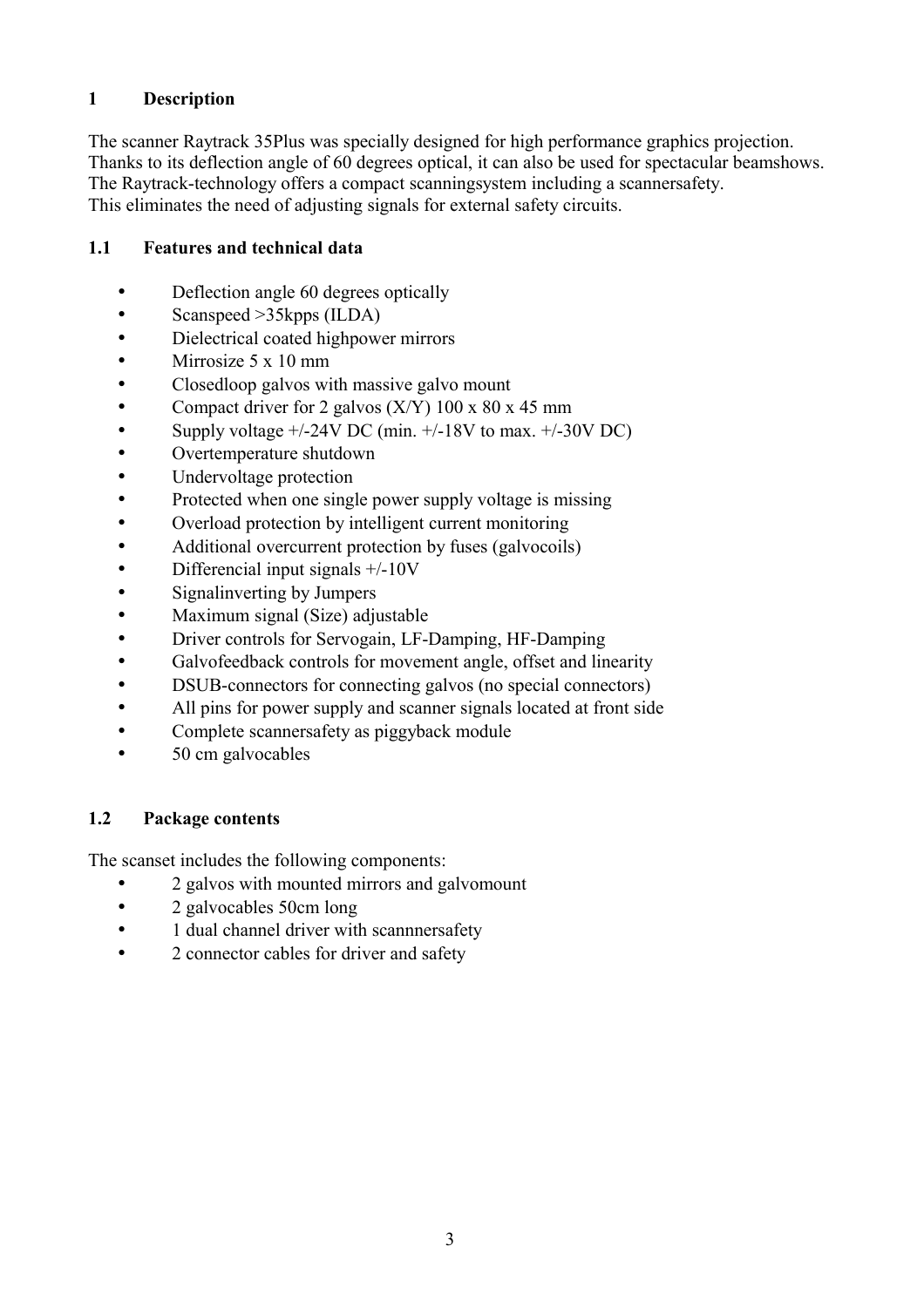# 1 Description

The scanner Raytrack 35Plus was specially designed for high performance graphics projection.
Thanks to its deflection angle of 60 degrees optical, it can also be used for spectacular beamshows.
The Raytrack-technology offers a compact scanningsystem including a scannersafety.
This eliminates the need of adjusting signals for external safety circuits.

## 1.1 Features and technical data

- Deflection angle 60 degrees optically
- Scanspeed >35kpps (ILDA)
- Dielectrical coated highpower mirrors
- Mirrosize 5 x 10 mm
- Closedloop galvos with massive galvo mount
- Compact driver for 2 galvos (X/Y) 100 x 80 x 45 mm
- Supply voltage +/-24V DC (min. +/-18V to max. +/-30V DC)
- Overtemperature shutdown
- Undervoltage protection
- Protected when one single power supply voltage is missing
- Overload protection by intelligent current monitoring
- Additional overcurrent protection by fuses (galvocoils)
- Differencial input signals +/-10V
- Signalinverting by Jumpers
- Maximum signal (Size) adjustable
- Driver controls for Servogain, LF-Damping, HF-Damping
- Galvofeedback controls for movement angle, offset and linearity
- DSUB-connectors for connecting galvos (no special connectors)
- All pins for power supply and scanner signals located at front side
- Complete scannersafety as piggyback module
- 50 cm galvocables

## 1.2 Package contents

The scanset includes the following components:

- 2 galvos with mounted mirrors and galvomount
- 2 galvocables 50cm long
- 1 dual channel driver with scannnersafety
- 2 connector cables for driver and safety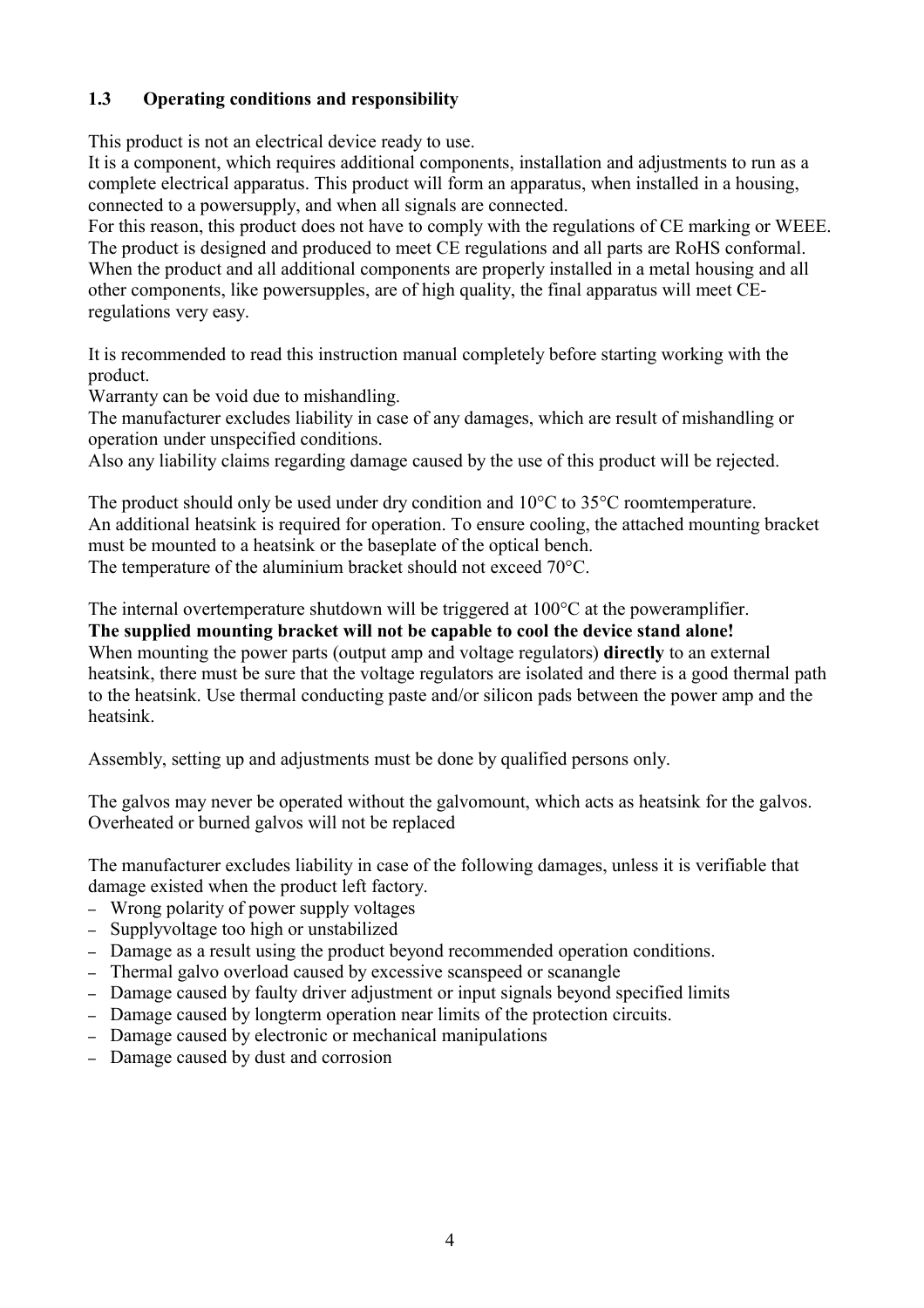### 1.3 Operating conditions and responsibility

This product is not an electrical device ready to use.
It is a component, which requires additional components, installation and adjustments to run as a complete electrical apparatus. This product will form an apparatus, when installed in a housing, connected to a powersupply, and when all signals are connected.
For this reason, this product does not have to comply with the regulations of CE marking or WEEE.
The product is designed and produced to meet CE regulations and all parts are RoHS conformal.
When the product and all additional components are properly installed in a metal housing and all other components, like powersupples, are of high quality, the final apparatus will meet CE-regulations very easy.

It is recommended to read this instruction manual completely before starting working with the product.
Warranty can be void due to mishandling.
The manufacturer excludes liability in case of any damages, which are result of mishandling or operation under unspecified conditions.
Also any liability claims regarding damage caused by the use of this product will be rejected.

The product should only be used under dry condition and 10°C to 35°C roomtemperature.
An additional heatsink is required for operation. To ensure cooling, the attached mounting bracket must be mounted to a heatsink or the baseplate of the optical bench.
The temperature of the aluminium bracket should not exceed 70°C.

The internal overtemperature shutdown will be triggered at 100°C at the poweramplifier.
**The supplied mounting bracket will not be capable to cool the device stand alone!**
When mounting the power parts (output amp and voltage regulators) **directly** to an external heatsink, there must be sure that the voltage regulators are isolated and there is a good thermal path to the heatsink. Use thermal conducting paste and/or silicon pads between the power amp and the heatsink.

Assembly, setting up and adjustments must be done by qualified persons only.

The galvos may never be operated without the galvomount, which acts as heatsink for the galvos.
Overheated or burned galvos will not be replaced

The manufacturer excludes liability in case of the following damages, unless it is verifiable that damage existed when the product left factory.

- Wrong polarity of power supply voltages
- Supplyvoltage too high or unstabilized
- Damage as a result using the product beyond recommended operation conditions.
- Thermal galvo overload caused by excessive scanspeed or scanangle
- Damage caused by faulty driver adjustment or input signals beyond specified limits
- Damage caused by longterm operation near limits of the protection circuits.
- Damage caused by electronic or mechanical manipulations
- Damage caused by dust and corrosion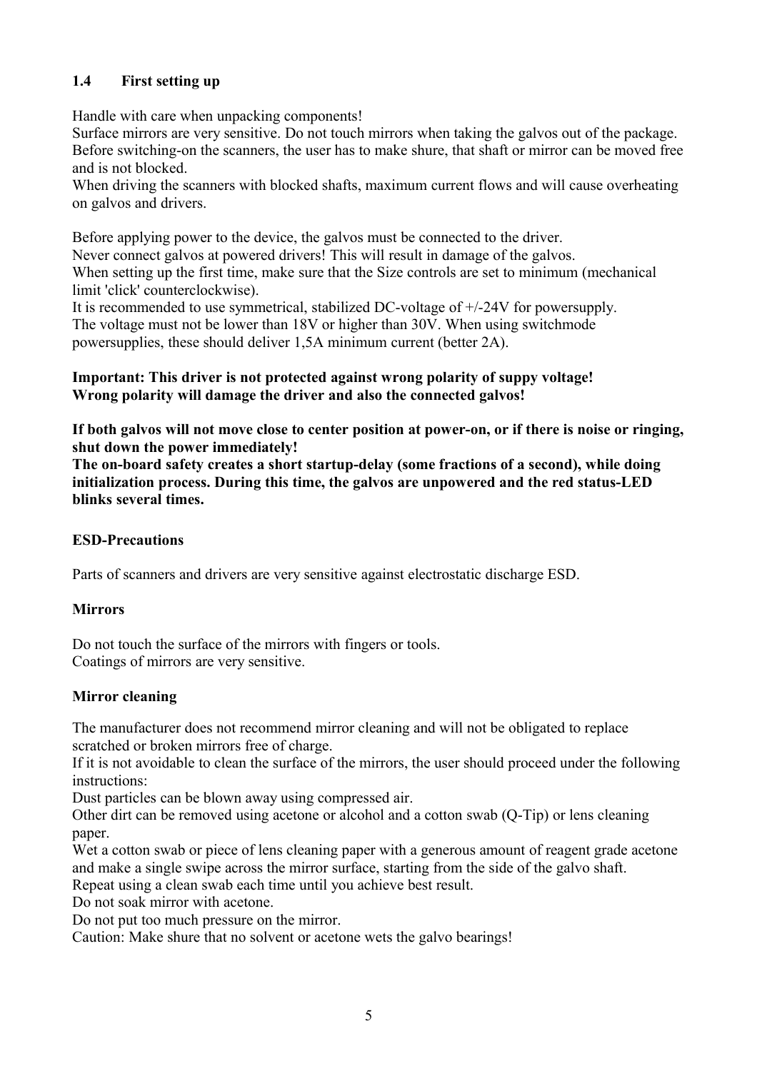### 1.4 First setting up

Handle with care when unpacking components!
Surface mirrors are very sensitive. Do not touch mirrors when taking the galvos out of the package.
Before switching-on the scanners, the user has to make shure, that shaft or mirror can be moved free and is not blocked.
When driving the scanners with blocked shafts, maximum current flows and will cause overheating on galvos and drivers.

Before applying power to the device, the galvos must be connected to the driver.
Never connect galvos at powered drivers! This will result in damage of the galvos.
When setting up the first time, make sure that the Size controls are set to minimum (mechanical limit 'click' counterclockwise).
It is recommended to use symmetrical, stabilized DC-voltage of +/-24V for powersupply.
The voltage must not be lower than 18V or higher than 30V. When using switchmode powersupplies, these should deliver 1,5A minimum current (better 2A).

**Important: This driver is not protected against wrong polarity of suppy voltage!**
**Wrong polarity will damage the driver and also the connected galvos!**

**If both galvos will not move close to center position at power-on, or if there is noise or ringing, shut down the power immediately!**
**The on-board safety creates a short startup-delay (some fractions of a second), while doing initialization process. During this time, the galvos are unpowered and the red status-LED blinks several times.**

#### ESD-Precautions

Parts of scanners and drivers are very sensitive against electrostatic discharge ESD.

#### Mirrors

Do not touch the surface of the mirrors with fingers or tools.
Coatings of mirrors are very sensitive.

#### Mirror cleaning

The manufacturer does not recommend mirror cleaning and will not be obligated to replace scratched or broken mirrors free of charge.
If it is not avoidable to clean the surface of the mirrors, the user should proceed under the following instructions:
Dust particles can be blown away using compressed air.
Other dirt can be removed using acetone or alcohol and a cotton swab (Q-Tip) or lens cleaning paper.
Wet a cotton swab or piece of lens cleaning paper with a generous amount of reagent grade acetone and make a single swipe across the mirror surface, starting from the side of the galvo shaft.
Repeat using a clean swab each time until you achieve best result.
Do not soak mirror with acetone.
Do not put too much pressure on the mirror.
Caution: Make shure that no solvent or acetone wets the galvo bearings!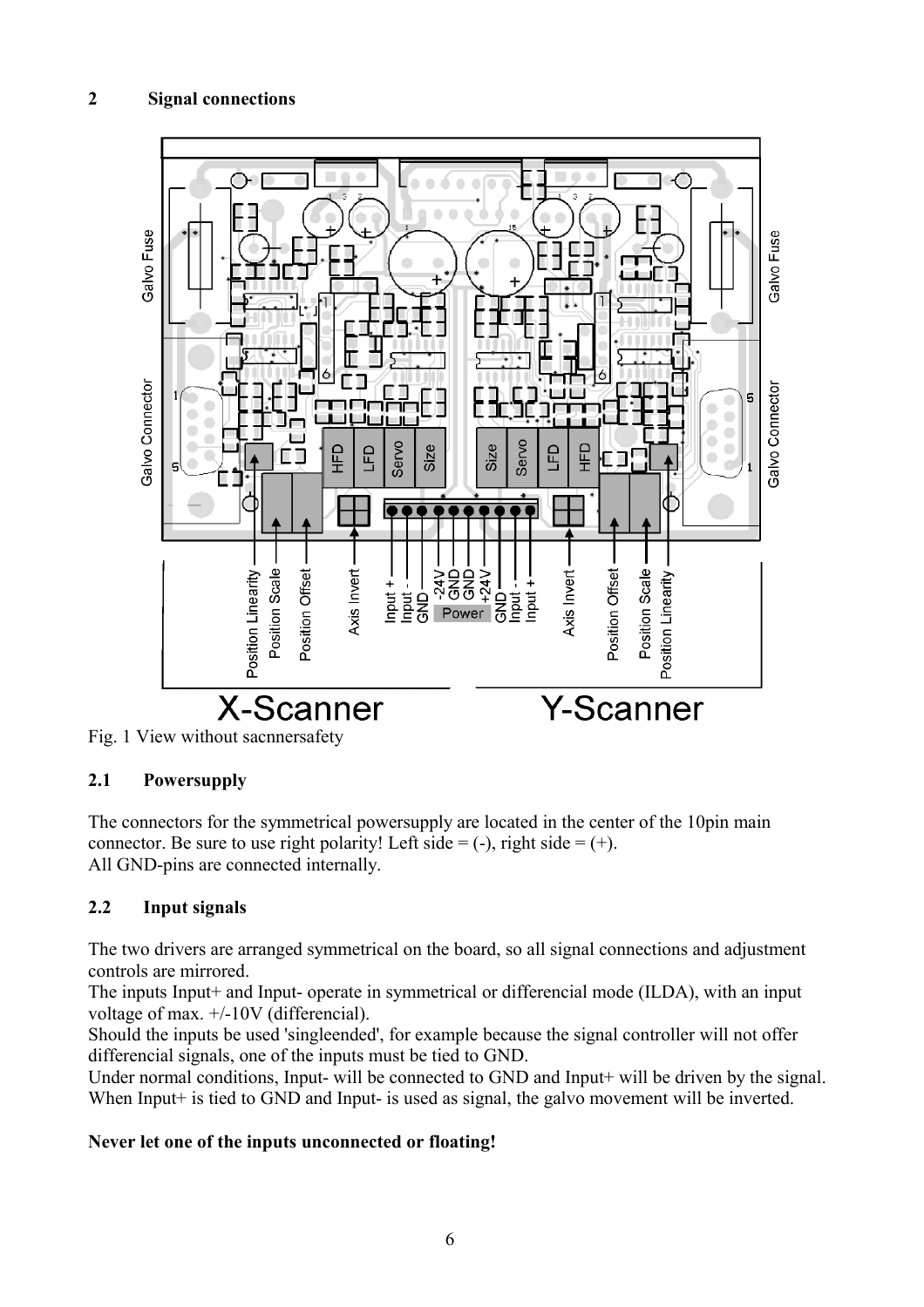## 2 Signal connections

Fig. 1 View without sacnnersafety

### 2.1 Powersupply

The connectors for the symmetrical powersupply are located in the center of the 10pin main connector. Be sure to use right polarity! Left side = (-), right side = (+).
All GND-pins are connected internally.

### 2.2 Input signals

The two drivers are arranged symmetrical on the board, so all signal connections and adjustment controls are mirrored.
The inputs Input+ and Input- operate in symmetrical or differencial mode (ILDA), with an input voltage of max. +/-10V (differencial).
Should the inputs be used 'singleended', for example because the signal controller will not offer differencial signals, one of the inputs must be tied to GND.
Under normal conditions, Input- will be connected to GND and Input+ will be driven by the signal. When Input+ is tied to GND and Input- is used as signal, the galvo movement will be inverted.

**Never let one of the inputs unconnected or floating!**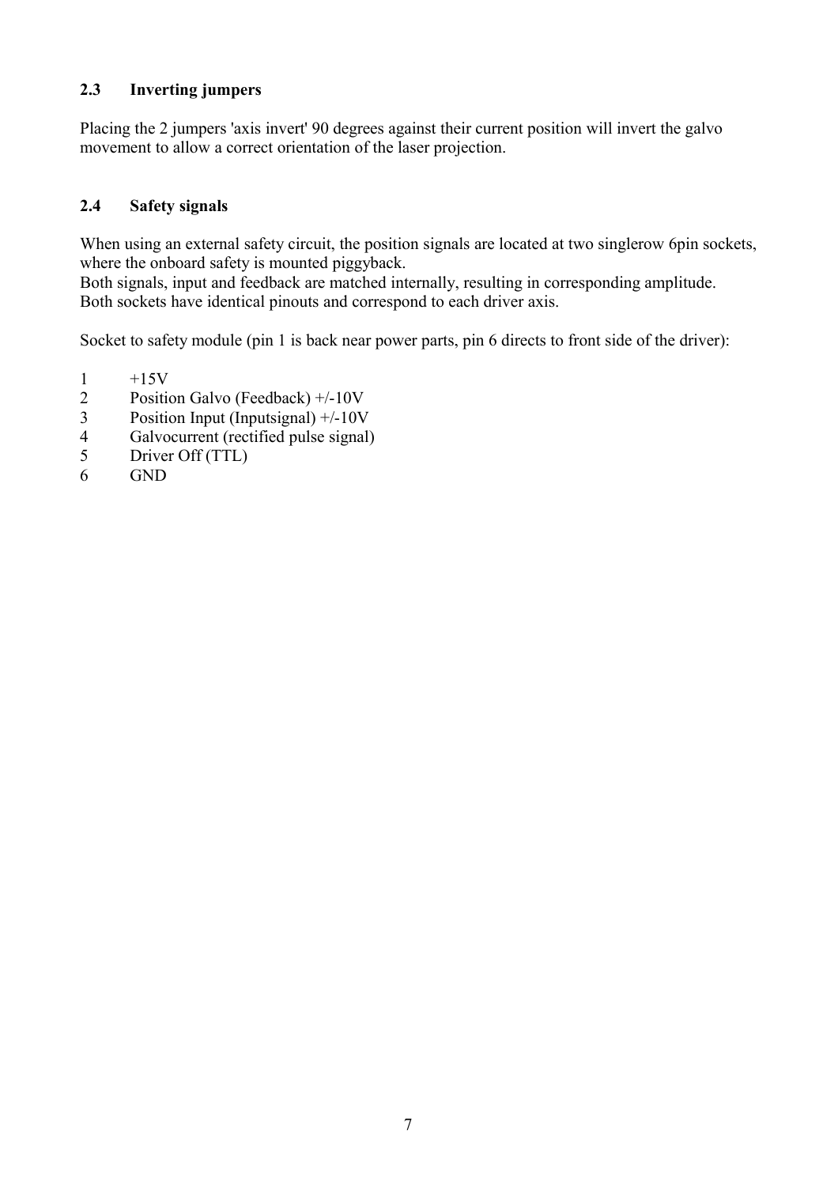## 2.3 Inverting jumpers

Placing the 2 jumpers 'axis invert' 90 degrees against their current position will invert the galvo movement to allow a correct orientation of the laser projection.

## 2.4 Safety signals

When using an external safety circuit, the position signals are located at two singlerow 6pin sockets, where the onboard safety is mounted piggyback.
Both signals, input and feedback are matched internally, resulting in corresponding amplitude.
Both sockets have identical pinouts and correspond to each driver axis.

Socket to safety module (pin 1 is back near power parts, pin 6 directs to front side of the driver):

1. +15V
2. Position Galvo (Feedback) +/-10V
3. Position Input (Inputsignal) +/-10V
4. Galvocurrent (rectified pulse signal)
5. Driver Off (TTL)
6. GND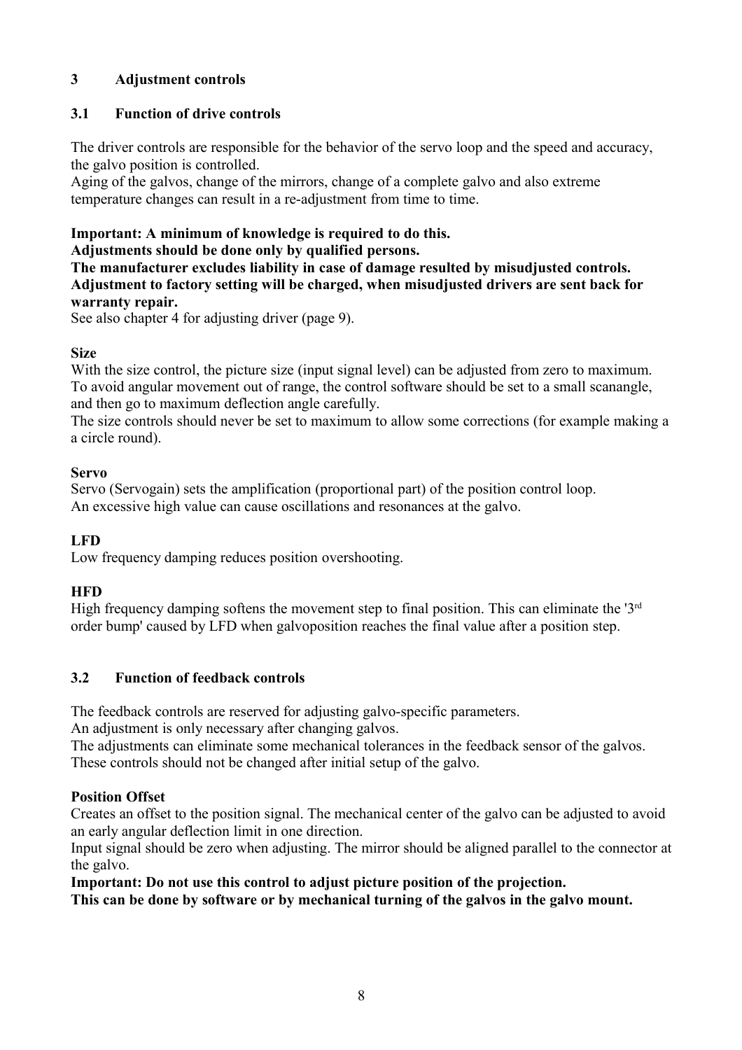# 3 Adjustment controls

## 3.1 Function of drive controls

The driver controls are responsible for the behavior of the servo loop and the speed and accuracy, the galvo position is controlled.
Aging of the galvos, change of the mirrors, change of a complete galvo and also extreme temperature changes can result in a re-adjustment from time to time.

**Important: A minimum of knowledge is required to do this.**
**Adjustments should be done only by qualified persons.**
**The manufacturer excludes liability in case of damage resulted by misudjusted controls.**
**Adjustment to factory setting will be charged, when misudjusted drivers are sent back for warranty repair.**
See also chapter 4 for adjusting driver (page 9).

**Size**
With the size control, the picture size (input signal level) can be adjusted from zero to maximum. To avoid angular movement out of range, the control software should be set to a small scanangle, and then go to maximum deflection angle carefully.
The size controls should never be set to maximum to allow some corrections (for example making a a circle round).

**Servo**
Servo (Servogain) sets the amplification (proportional part) of the position control loop.
An excessive high value can cause oscillations and resonances at the galvo.

**LFD**
Low frequency damping reduces position overshooting.

**HFD**
High frequency damping softens the movement step to final position. This can eliminate the '3rd order bump' caused by LFD when galvoposition reaches the final value after a position step.

## 3.2 Function of feedback controls

The feedback controls are reserved for adjusting galvo-specific parameters.
An adjustment is only necessary after changing galvos.
The adjustments can eliminate some mechanical tolerances in the feedback sensor of the galvos.
These controls should not be changed after initial setup of the galvo.

**Position Offset**
Creates an offset to the position signal. The mechanical center of the galvo can be adjusted to avoid an early angular deflection limit in one direction.
Input signal should be zero when adjusting. The mirror should be aligned parallel to the connector at the galvo.
**Important: Do not use this control to adjust picture position of the projection.**
**This can be done by software or by mechanical turning of the galvos in the galvo mount.**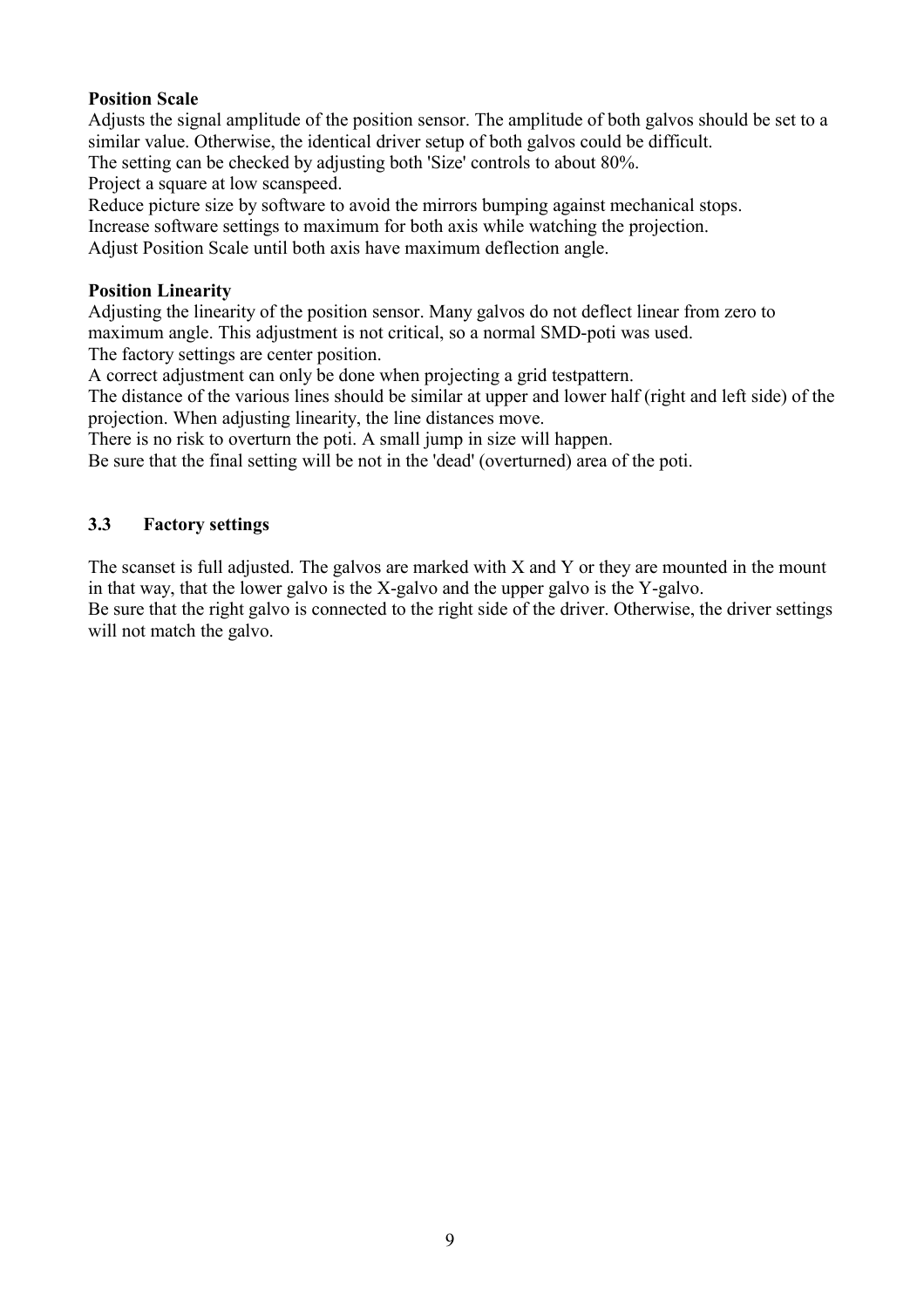**Position Scale**

Adjusts the signal amplitude of the position sensor. The amplitude of both galvos should be set to a similar value. Otherwise, the identical driver setup of both galvos could be difficult.
The setting can be checked by adjusting both 'Size' controls to about 80%.
Project a square at low scanspeed.
Reduce picture size by software to avoid the mirrors bumping against mechanical stops.
Increase software settings to maximum for both axis while watching the projection.
Adjust Position Scale until both axis have maximum deflection angle.

**Position Linearity**

Adjusting the linearity of the position sensor. Many galvos do not deflect linear from zero to maximum angle. This adjustment is not critical, so a normal SMD-poti was used.
The factory settings are center position.
A correct adjustment can only be done when projecting a grid testpattern.
The distance of the various lines should be similar at upper and lower half (right and left side) of the projection. When adjusting linearity, the line distances move.
There is no risk to overturn the poti. A small jump in size will happen.
Be sure that the final setting will be not in the 'dead' (overturned) area of the poti.

## 3.3 Factory settings

The scanset is full adjusted. The galvos are marked with X and Y or they are mounted in the mount in that way, that the lower galvo is the X-galvo and the upper galvo is the Y-galvo.
Be sure that the right galvo is connected to the right side of the driver. Otherwise, the driver settings will not match the galvo.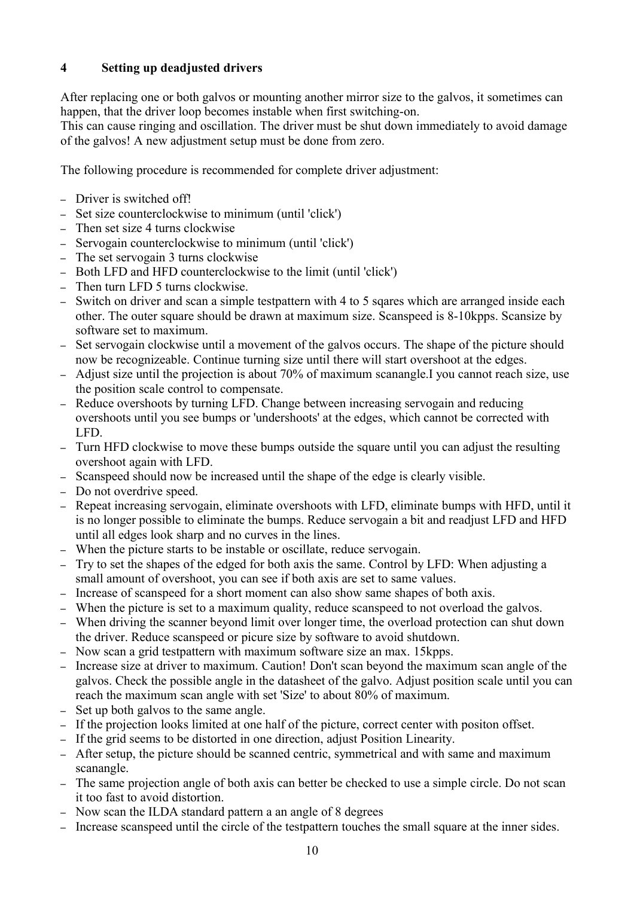## 4 Setting up deadjusted drivers

After replacing one or both galvos or mounting another mirror size to the galvos, it sometimes can happen, that the driver loop becomes instable when first switching-on.
This can cause ringing and oscillation. The driver must be shut down immediately to avoid damage of the galvos! A new adjustment setup must be done from zero.

The following procedure is recommended for complete driver adjustment:

- Driver is switched off!
- Set size counterclockwise to minimum (until 'click')
- Then set size 4 turns clockwise
- Servogain counterclockwise to minimum (until 'click')
- The set servogain 3 turns clockwise
- Both LFD and HFD counterclockwise to the limit (until 'click')
- Then turn LFD 5 turns clockwise.
- Switch on driver and scan a simple testpattern with 4 to 5 sqares which are arranged inside each other. The outer square should be drawn at maximum size. Scanspeed is 8-10kpps. Scansize by software set to maximum.
- Set servogain clockwise until a movement of the galvos occurs. The shape of the picture should now be recognizeable. Continue turning size until there will start overshoot at the edges.
- Adjust size until the projection is about 70% of maximum scanangle.I you cannot reach size, use the position scale control to compensate.
- Reduce overshoots by turning LFD. Change between increasing servogain and reducing overshoots until you see bumps or 'undershoots' at the edges, which cannot be corrected with LFD.
- Turn HFD clockwise to move these bumps outside the square until you can adjust the resulting overshoot again with LFD.
- Scanspeed should now be increased until the shape of the edge is clearly visible.
- Do not overdrive speed.
- Repeat increasing servogain, eliminate overshoots with LFD, eliminate bumps with HFD, until it is no longer possible to eliminate the bumps. Reduce servogain a bit and readjust LFD and HFD until all edges look sharp and no curves in the lines.
- When the picture starts to be instable or oscillate, reduce servogain.
- Try to set the shapes of the edged for both axis the same. Control by LFD: When adjusting a small amount of overshoot, you can see if both axis are set to same values.
- Increase of scanspeed for a short moment can also show same shapes of both axis.
- When the picture is set to a maximum quality, reduce scanspeed to not overload the galvos.
- When driving the scanner beyond limit over longer time, the overload protection can shut down the driver. Reduce scanspeed or picure size by software to avoid shutdown.
- Now scan a grid testpattern with maximum software size an max. 15kpps.
- Increase size at driver to maximum. Caution! Don't scan beyond the maximum scan angle of the galvos. Check the possible angle in the datasheet of the galvo. Adjust position scale until you can reach the maximum scan angle with set 'Size' to about 80% of maximum.
- Set up both galvos to the same angle.
- If the projection looks limited at one half of the picture, correct center with positon offset.
- If the grid seems to be distorted in one direction, adjust Position Linearity.
- After setup, the picture should be scanned centric, symmetrical and with same and maximum scanangle.
- The same projection angle of both axis can better be checked to use a simple circle. Do not scan it too fast to avoid distortion.
- Now scan the ILDA standard pattern a an angle of 8 degrees
- Increase scanspeed until the circle of the testpattern touches the small square at the inner sides.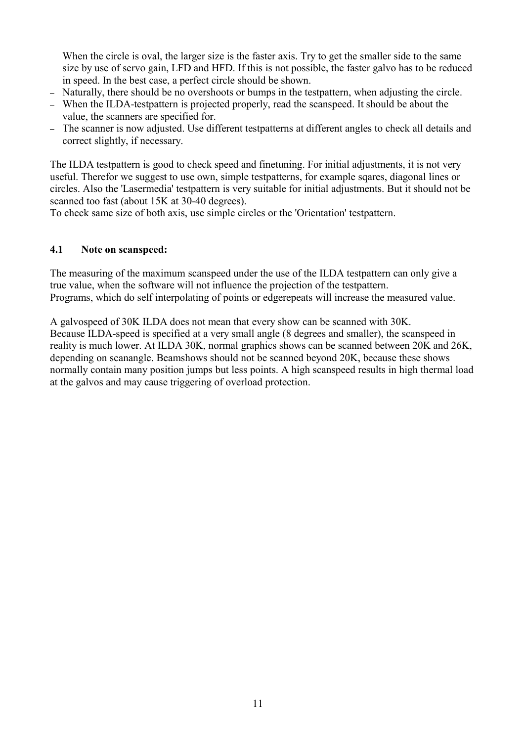When the circle is oval, the larger size is the faster axis. Try to get the smaller side to the same size by use of servo gain, LFD and HFD. If this is not possible, the faster galvo has to be reduced in speed. In the best case, a perfect circle should be shown.

- Naturally, there should be no overshoots or bumps in the testpattern, when adjusting the circle.
- When the ILDA-testpattern is projected properly, read the scanspeed. It should be about the value, the scanners are specified for.
- The scanner is now adjusted. Use different testpatterns at different angles to check all details and correct slightly, if necessary.

The ILDA testpattern is good to check speed and finetuning. For initial adjustments, it is not very useful. Therefor we suggest to use own, simple testpatterns, for example sqares, diagonal lines or circles. Also the 'Lasermedia' testpattern is very suitable for initial adjustments. But it should not be scanned too fast (about 15K at 30-40 degrees).
To check same size of both axis, use simple circles or the 'Orientation' testpattern.

### 4.1 Note on scanspeed:

The measuring of the maximum scanspeed under the use of the ILDA testpattern can only give a true value, when the software will not influence the projection of the testpattern.
Programs, which do self interpolating of points or edgerepeats will increase the measured value.

A galvospeed of 30K ILDA does not mean that every show can be scanned with 30K.
Because ILDA-speed is specified at a very small angle (8 degrees and smaller), the scanspeed in reality is much lower. At ILDA 30K, normal graphics shows can be scanned between 20K and 26K, depending on scanangle. Beamshows should not be scanned beyond 20K, because these shows normally contain many position jumps but less points. A high scanspeed results in high thermal load at the galvos and may cause triggering of overload protection.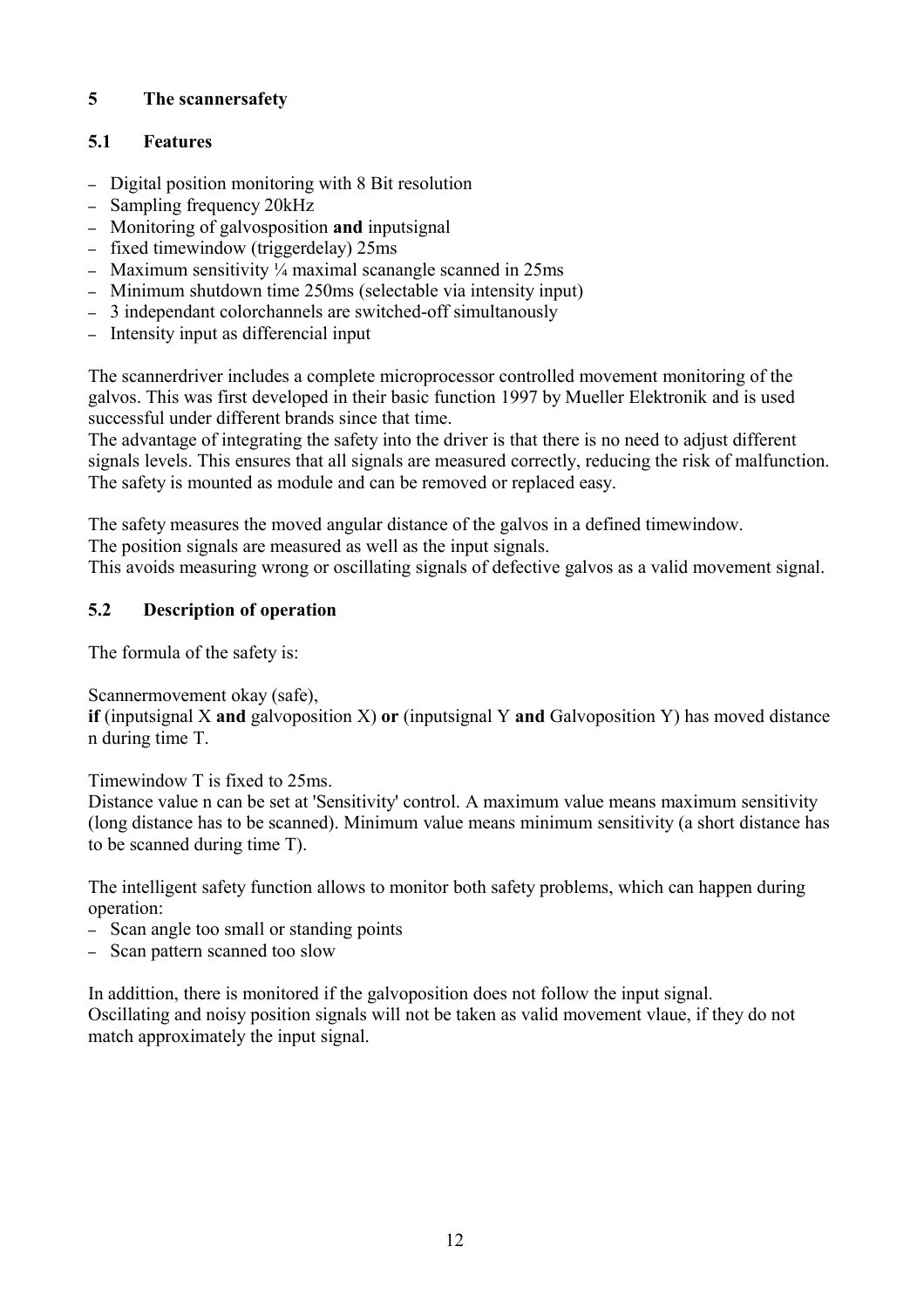# 5 The scannersafety

## 5.1 Features

- Digital position monitoring with 8 Bit resolution
- Sampling frequency 20kHz
- Monitoring of galvosposition **and** inputsignal
- fixed timewindow (triggerdelay) 25ms
- Maximum sensitivity ¼ maximal scanangle scanned in 25ms
- Minimum shutdown time 250ms (selectable via intensity input)
- 3 independant colorchannels are switched-off simultanously
- Intensity input as differencial input

The scannerdriver includes a complete microprocessor controlled movement monitoring of the galvos. This was first developed in their basic function 1997 by Mueller Elektronik and is used successful under different brands since that time.
The advantage of integrating the safety into the driver is that there is no need to adjust different signals levels. This ensures that all signals are measured correctly, reducing the risk of malfunction.
The safety is mounted as module and can be removed or replaced easy.

The safety measures the moved angular distance of the galvos in a defined timewindow.
The position signals are measured as well as the input signals.
This avoids measuring wrong or oscillating signals of defective galvos as a valid movement signal.

## 5.2 Description of operation

The formula of the safety is:

Scannermovement okay (safe),
**if** (inputsignal X **and** galvoposition X) **or** (inputsignal Y **and** Galvoposition Y) has moved distance n during time T.

Timewindow T is fixed to 25ms.
Distance value n can be set at 'Sensitivity' control. A maximum value means maximum sensitivity (long distance has to be scanned). Minimum value means minimum sensitivity (a short distance has to be scanned during time T).

The intelligent safety function allows to monitor both safety problems, which can happen during operation:
- Scan angle too small or standing points
- Scan pattern scanned too slow

In addittion, there is monitored if the galvoposition does not follow the input signal.
Oscillating and noisy position signals will not be taken as valid movement vlaue, if they do not match approximately the input signal.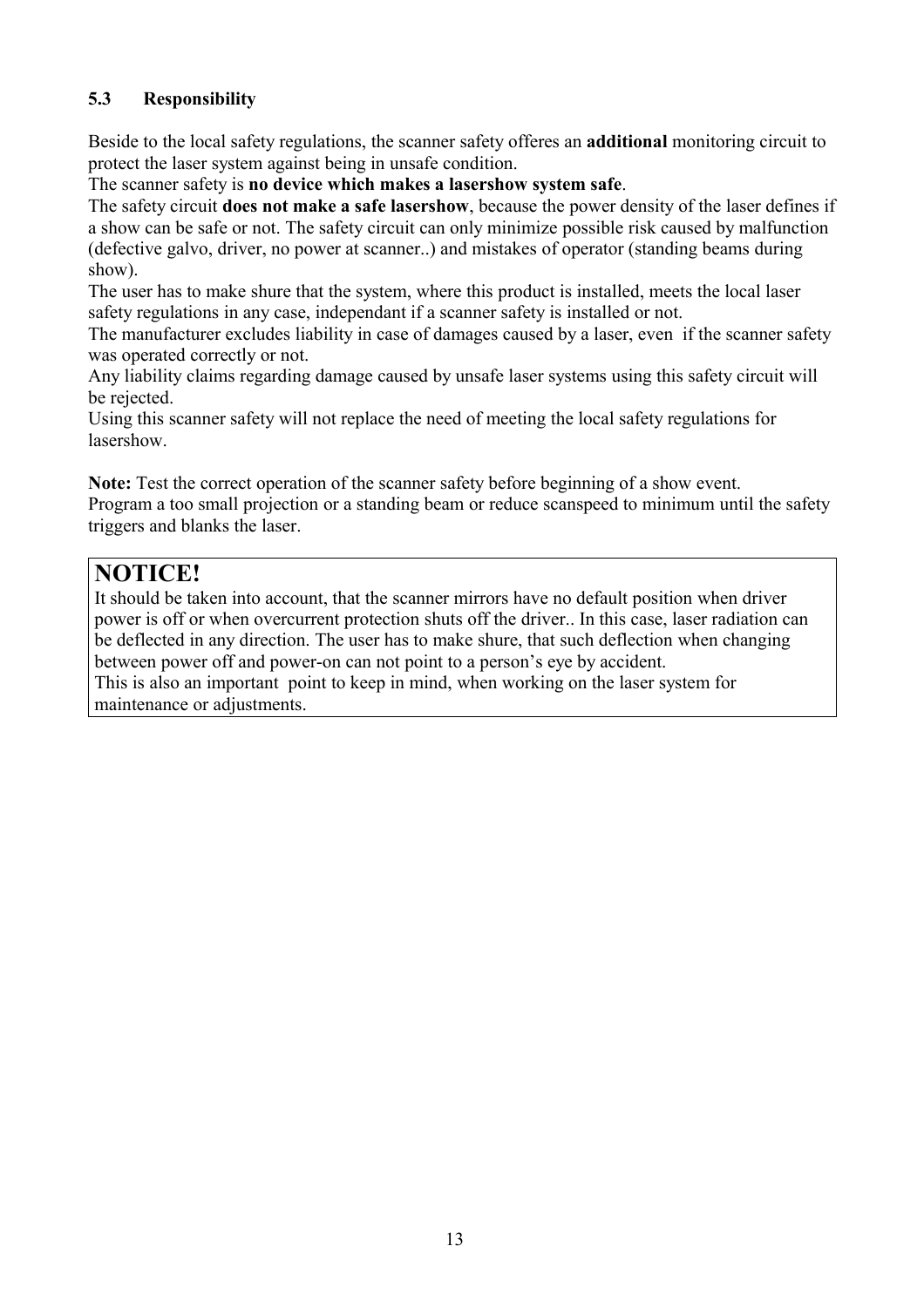### 5.3 Responsibility

Beside to the local safety regulations, the scanner safety offeres an **additional** monitoring circuit to protect the laser system against being in unsafe condition.
The scanner safety is **no device which makes a lasershow system safe**.
The safety circuit **does not make a safe lasershow**, because the power density of the laser defines if a show can be safe or not. The safety circuit can only minimize possible risk caused by malfunction (defective galvo, driver, no power at scanner..) and mistakes of operator (standing beams during show).
The user has to make shure that the system, where this product is installed, meets the local laser safety regulations in any case, independant if a scanner safety is installed or not.
The manufacturer excludes liability in case of damages caused by a laser, even if the scanner safety was operated correctly or not.
Any liability claims regarding damage caused by unsafe laser systems using this safety circuit will be rejected.
Using this scanner safety will not replace the need of meeting the local safety regulations for lasershow.

**Note:** Test the correct operation of the scanner safety before beginning of a show event.
Program a too small projection or a standing beam or reduce scanspeed to minimum until the safety triggers and blanks the laser.

## NOTICE!

It should be taken into account, that the scanner mirrors have no default position when driver power is off or when overcurrent protection shuts off the driver.. In this case, laser radiation can be deflected in any direction. The user has to make shure, that such deflection when changing between power off and power-on can not point to a person's eye by accident.
This is also an important point to keep in mind, when working on the laser system for maintenance or adjustments.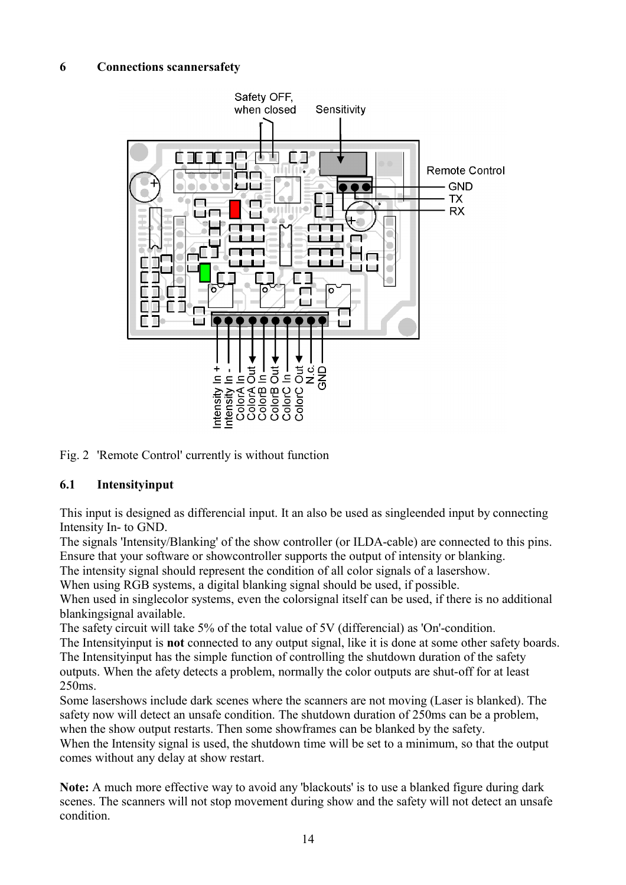## 6 Connections scannersafety

Fig. 2 'Remote Control' currently is without function

### 6.1 Intensityinput

This input is designed as differencial input. It an also be used as singleended input by connecting Intensity In- to GND.
The signals 'Intensity/Blanking' of the show controller (or ILDA-cable) are connected to this pins. Ensure that your software or showcontroller supports the output of intensity or blanking.
The intensity signal should represent the condition of all color signals of a lasershow.
When using RGB systems, a digital blanking signal should be used, if possible.
When used in singlecolor systems, even the colorsignal itself can be used, if there is no additional blankingsignal available.
The safety circuit will take 5% of the total value of 5V (differencial) as 'On'-condition.
The Intensityinput is **not** connected to any output signal, like it is done at some other safety boards.
The Intensityinput has the simple function of controlling the shutdown duration of the safety outputs. When the afety detects a problem, normally the color outputs are shut-off for at least 250ms.
Some lasershows include dark scenes where the scanners are not moving (Laser is blanked). The safety now will detect an unsafe condition. The shutdown duration of 250ms can be a problem, when the show output restarts. Then some showframes can be blanked by the safety.
When the Intensity signal is used, the shutdown time will be set to a minimum, so that the output comes without any delay at show restart.

**Note:** A much more effective way to avoid any 'blackouts' is to use a blanked figure during dark scenes. The scanners will not stop movement during show and the safety will not detect an unsafe condition.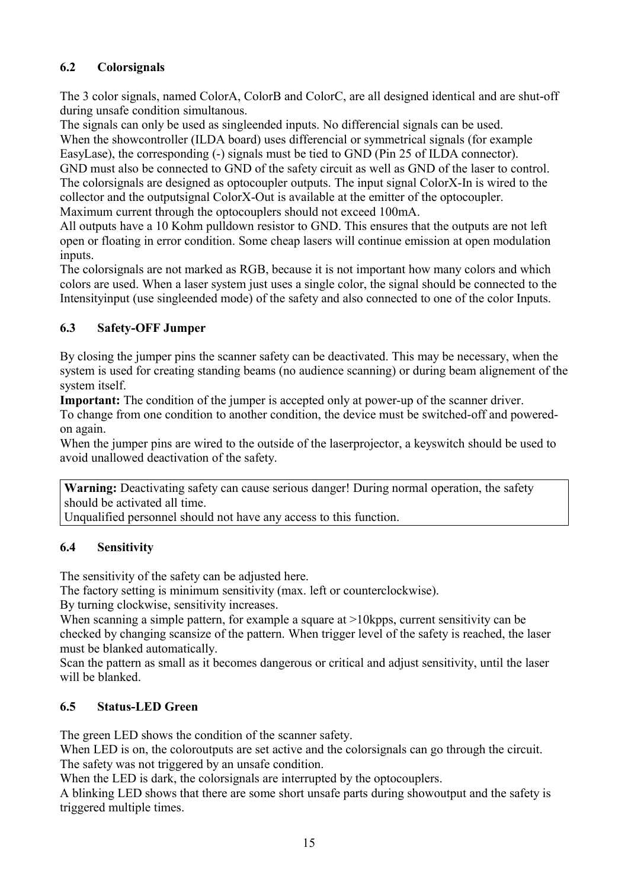## 6.2 Colorsignals

The 3 color signals, named ColorA, ColorB and ColorC, are all designed identical and are shut-off during unsafe condition simultanous.
The signals can only be used as singleended inputs. No differencial signals can be used.
When the showcontroller (ILDA board) uses differencial or symmetrical signals (for example EasyLase), the corresponding (-) signals must be tied to GND (Pin 25 of ILDA connector).
GND must also be connected to GND of the safety circuit as well as GND of the laser to control.
The colorsignals are designed as optocoupler outputs. The input signal ColorX-In is wired to the collector and the outputsignal ColorX-Out is available at the emitter of the optocoupler.
Maximum current through the optocouplers should not exceed 100mA.
All outputs have a 10 Kohm pulldown resistor to GND. This ensures that the outputs are not left open or floating in error condition. Some cheap lasers will continue emission at open modulation inputs.
The colorsignals are not marked as RGB, because it is not important how many colors and which colors are used. When a laser system just uses a single color, the signal should be connected to the Intensityinput (use singleended mode) of the safety and also connected to one of the color Inputs.

## 6.3 Safety-OFF Jumper

By closing the jumper pins the scanner safety can be deactivated. This may be necessary, when the system is used for creating standing beams (no audience scanning) or during beam alignement of the system itself.
**Important:** The condition of the jumper is accepted only at power-up of the scanner driver.
To change from one condition to another condition, the device must be switched-off and powered-on again.
When the jumper pins are wired to the outside of the laserprojector, a keyswitch should be used to avoid unallowed deactivation of the safety.

> **Warning:** Deactivating safety can cause serious danger! During normal operation, the safety should be activated all time.
> Unqualified personnel should not have any access to this function.

## 6.4 Sensitivity

The sensitivity of the safety can be adjusted here.
The factory setting is minimum sensitivity (max. left or counterclockwise).
By turning clockwise, sensitivity increases.
When scanning a simple pattern, for example a square at >10kpps, current sensitivity can be checked by changing scansize of the pattern. When trigger level of the safety is reached, the laser must be blanked automatically.
Scan the pattern as small as it becomes dangerous or critical and adjust sensitivity, until the laser will be blanked.

## 6.5 Status-LED Green

The green LED shows the condition of the scanner safety.
When LED is on, the coloroutputs are set active and the colorsignals can go through the circuit.
The safety was not triggered by an unsafe condition.
When the LED is dark, the colorsignals are interrupted by the optocouplers.
A blinking LED shows that there are some short unsafe parts during showoutput and the safety is triggered multiple times.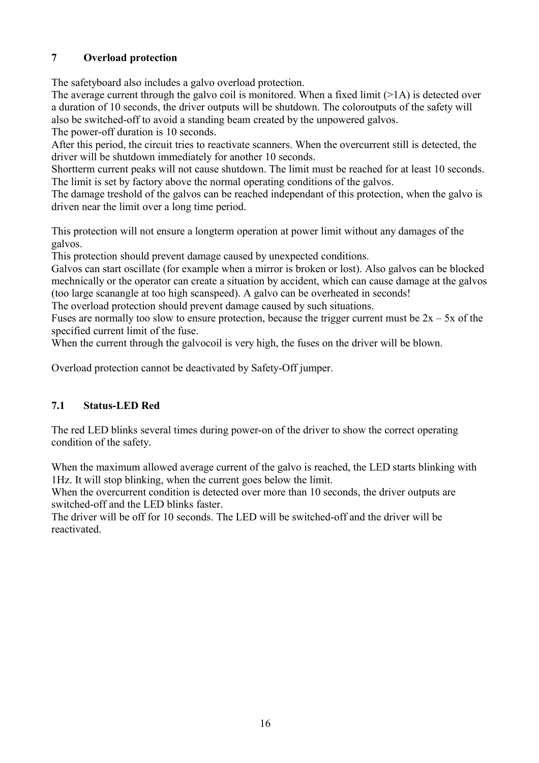# 7 Overload protection

The safetyboard also includes a galvo overload protection.
The average current through the galvo coil is monitored. When a fixed limit (>1A) is detected over a duration of 10 seconds, the driver outputs will be shutdown. The coloroutputs of the safety will also be switched-off to avoid a standing beam created by the unpowered galvos.
The power-off duration is 10 seconds.
After this period, the circuit tries to reactivate scanners. When the overcurrent still is detected, the driver will be shutdown immediately for another 10 seconds.
Shortterm current peaks will not cause shutdown. The limit must be reached for at least 10 seconds.
The limit is set by factory above the normal operating conditions of the galvos.
The damage treshold of the galvos can be reached independant of this protection, when the galvo is driven near the limit over a long time period.

This protection will not ensure a longterm operation at power limit without any damages of the galvos.
This protection should prevent damage caused by unexpected conditions.
Galvos can start oscillate (for example when a mirror is broken or lost). Also galvos can be blocked mechnically or the operator can create a situation by accident, which can cause damage at the galvos (too large scanangle at too high scanspeed). A galvo can be overheated in seconds!
The overload protection should prevent damage caused by such situations.
Fuses are normally too slow to ensure protection, because the trigger current must be 2x – 5x of the specified current limit of the fuse.
When the current through the galvocoil is very high, the fuses on the driver will be blown.

Overload protection cannot be deactivated by Safety-Off jumper.

## 7.1 Status-LED Red

The red LED blinks several times during power-on of the driver to show the correct operating condition of the safety.

When the maximum allowed average current of the galvo is reached, the LED starts blinking with 1Hz. It will stop blinking, when the current goes below the limit.
When the overcurrent condition is detected over more than 10 seconds, the driver outputs are switched-off and the LED blinks faster.
The driver will be off for 10 seconds. The LED will be switched-off and the driver will be reactivated.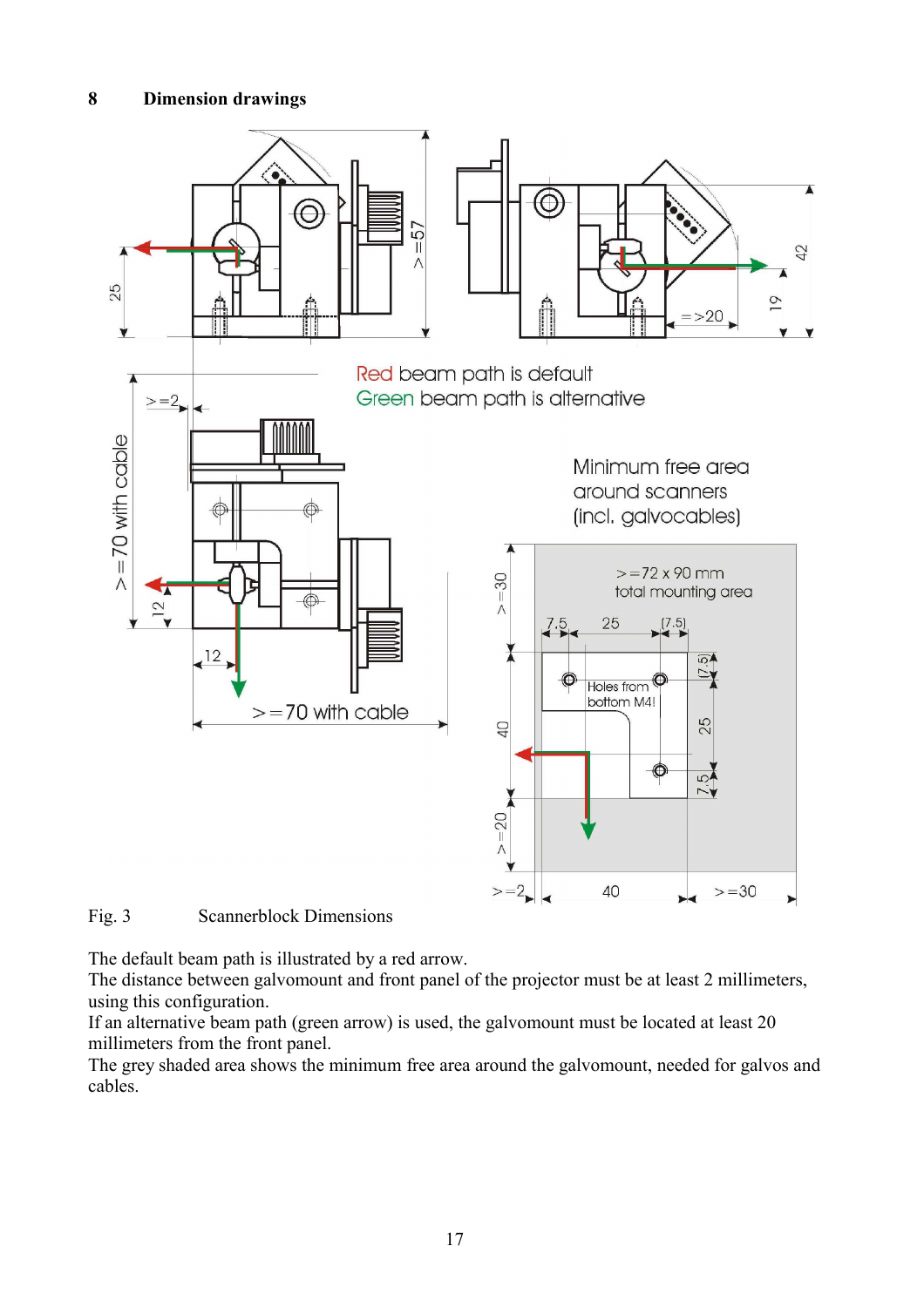## 8 Dimension drawings

Fig. 3 Scannerblock Dimensions

The default beam path is illustrated by a red arrow.
The distance between galvomount and front panel of the projector must be at least 2 millimeters, using this configuration.
If an alternative beam path (green arrow) is used, the galvomount must be located at least 20 millimeters from the front panel.
The grey shaded area shows the minimum free area around the galvomount, needed for galvos and cables.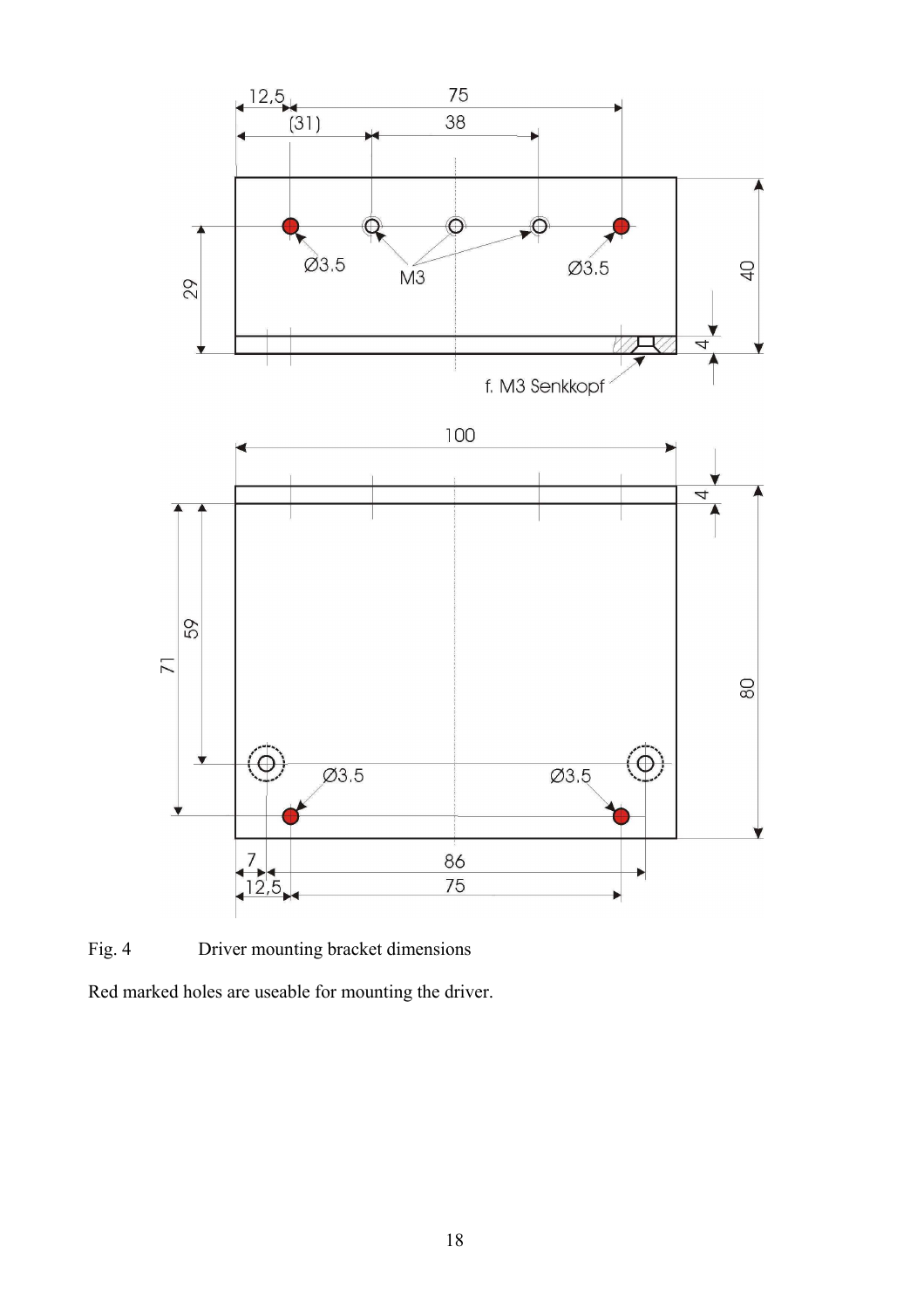12,5
75
(31)
38
Ø3.5
M3
Ø3.5
29
40
4
f. M3 Senkkopf
100
4
59
71
80
Ø3.5
Ø3.5
7
86
12,5
75

Fig. 4 Driver mounting bracket dimensions

Red marked holes are useable for mounting the driver.